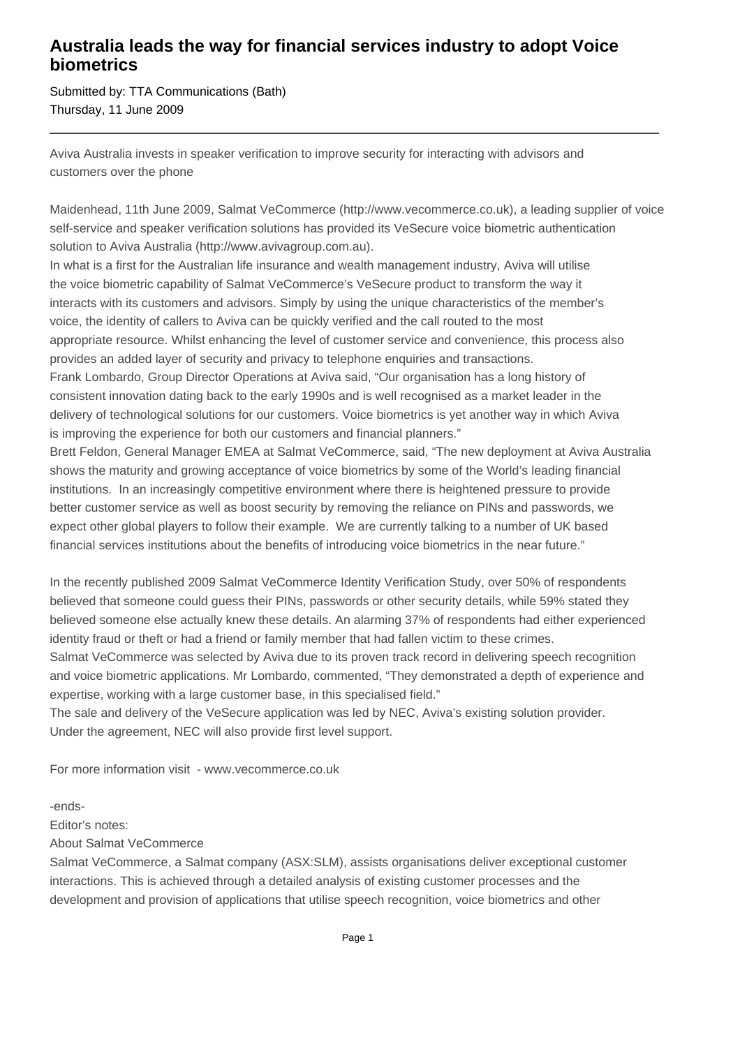# Australia leads the way for financial services industry to adopt Voice biometrics

Submitted by: TTA Communications (Bath)
Thursday, 11 June 2009

---

Aviva Australia invests in speaker verification to improve security for interacting with advisors and customers over the phone

Maidenhead, 11th June 2009, Salmat VeCommerce (http://www.vecommerce.co.uk), a leading supplier of voice self-service and speaker verification solutions has provided its VeSecure voice biometric authentication solution to Aviva Australia (http://www.avivagroup.com.au).

In what is a first for the Australian life insurance and wealth management industry, Aviva will utilise the voice biometric capability of Salmat VeCommerce's VeSecure product to transform the way it interacts with its customers and advisors. Simply by using the unique characteristics of the member's voice, the identity of callers to Aviva can be quickly verified and the call routed to the most appropriate resource. Whilst enhancing the level of customer service and convenience, this process also provides an added layer of security and privacy to telephone enquiries and transactions.

Frank Lombardo, Group Director Operations at Aviva said, "Our organisation has a long history of consistent innovation dating back to the early 1990s and is well recognised as a market leader in the delivery of technological solutions for our customers. Voice biometrics is yet another way in which Aviva is improving the experience for both our customers and financial planners."

Brett Feldon, General Manager EMEA at Salmat VeCommerce, said, "The new deployment at Aviva Australia shows the maturity and growing acceptance of voice biometrics by some of the World's leading financial institutions. In an increasingly competitive environment where there is heightened pressure to provide better customer service as well as boost security by removing the reliance on PINs and passwords, we expect other global players to follow their example. We are currently talking to a number of UK based financial services institutions about the benefits of introducing voice biometrics in the near future."

In the recently published 2009 Salmat VeCommerce Identity Verification Study, over 50% of respondents believed that someone could guess their PINs, passwords or other security details, while 59% stated they believed someone else actually knew these details. An alarming 37% of respondents had either experienced identity fraud or theft or had a friend or family member that had fallen victim to these crimes.

Salmat VeCommerce was selected by Aviva due to its proven track record in delivering speech recognition and voice biometric applications. Mr Lombardo, commented, "They demonstrated a depth of experience and expertise, working with a large customer base, in this specialised field."

The sale and delivery of the VeSecure application was led by NEC, Aviva's existing solution provider. Under the agreement, NEC will also provide first level support.

For more information visit - www.vecommerce.co.uk

-ends-

Editor's notes:

About Salmat VeCommerce

Salmat VeCommerce, a Salmat company (ASX:SLM), assists organisations deliver exceptional customer interactions. This is achieved through a detailed analysis of existing customer processes and the development and provision of applications that utilise speech recognition, voice biometrics and other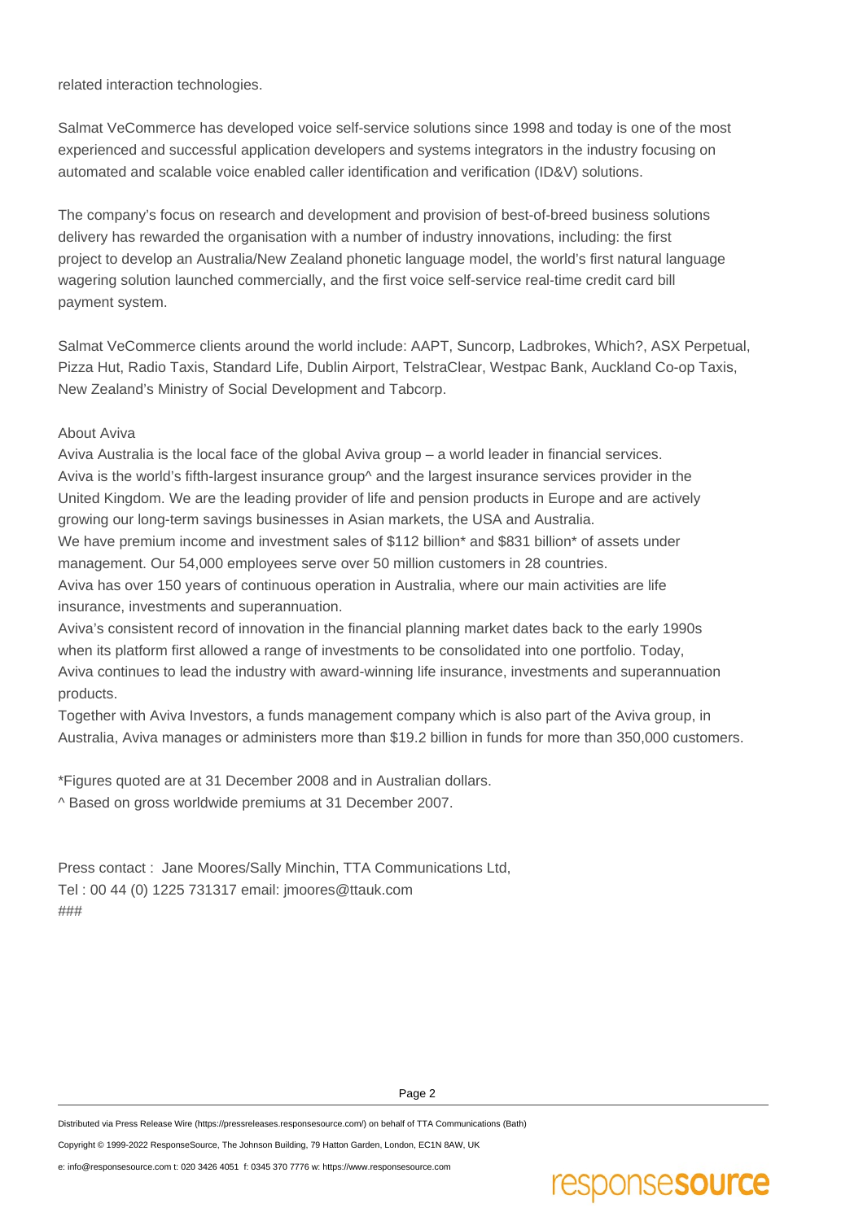related interaction technologies.

Salmat VeCommerce has developed voice self-service solutions since 1998 and today is one of the most experienced and successful application developers and systems integrators in the industry focusing on automated and scalable voice enabled caller identification and verification (ID&V) solutions.

The company's focus on research and development and provision of best-of-breed business solutions delivery has rewarded the organisation with a number of industry innovations, including: the first project to develop an Australia/New Zealand phonetic language model, the world's first natural language wagering solution launched commercially, and the first voice self-service real-time credit card bill payment system.

Salmat VeCommerce clients around the world include: AAPT, Suncorp, Ladbrokes, Which?, ASX Perpetual, Pizza Hut, Radio Taxis, Standard Life, Dublin Airport, TelstraClear, Westpac Bank, Auckland Co-op Taxis, New Zealand's Ministry of Social Development and Tabcorp.

About Aviva

Aviva Australia is the local face of the global Aviva group – a world leader in financial services. Aviva is the world's fifth-largest insurance group^ and the largest insurance services provider in the United Kingdom. We are the leading provider of life and pension products in Europe and are actively growing our long-term savings businesses in Asian markets, the USA and Australia.

We have premium income and investment sales of $112 billion* and $831 billion* of assets under management. Our 54,000 employees serve over 50 million customers in 28 countries.

Aviva has over 150 years of continuous operation in Australia, where our main activities are life insurance, investments and superannuation.

Aviva's consistent record of innovation in the financial planning market dates back to the early 1990s when its platform first allowed a range of investments to be consolidated into one portfolio. Today, Aviva continues to lead the industry with award-winning life insurance, investments and superannuation products.

Together with Aviva Investors, a funds management company which is also part of the Aviva group, in Australia, Aviva manages or administers more than $19.2 billion in funds for more than 350,000 customers.

*Figures quoted are at 31 December 2008 and in Australian dollars.

^ Based on gross worldwide premiums at 31 December 2007.

Press contact : Jane Moores/Sally Minchin, TTA Communications Ltd,
Tel : 00 44 (0) 1225 731317 email: jmoores@ttauk.com
###

Distributed via Press Release Wire (https://pressreleases.responsesource.com/) on behalf of TTA Communications (Bath)

Copyright © 1999-2022 ResponseSource, The Johnson Building, 79 Hatton Garden, London, EC1N 8AW, UK

e: info@responsesource.com t: 020 3426 4051 f: 0345 370 7776 w: https://www.responsesource.com